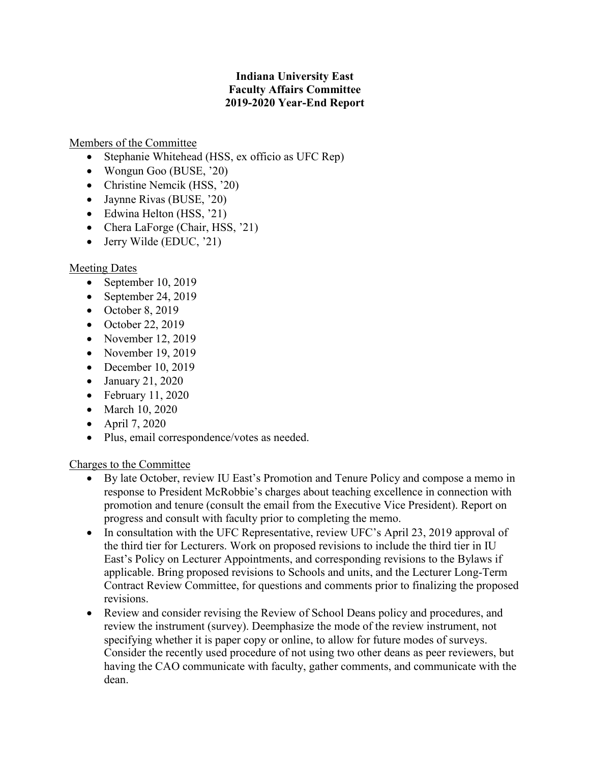**Indiana University East**
**Faculty Affairs Committee**
**2019-2020 Year-End Report**

Members of the Committee

- Stephanie Whitehead (HSS, ex officio as UFC Rep)
- Wongun Goo (BUSE, '20)
- Christine Nemcik (HSS, '20)
- Jaynne Rivas (BUSE, '20)
- Edwina Helton (HSS, '21)
- Chera LaForge (Chair, HSS, '21)
- Jerry Wilde (EDUC, '21)

Meeting Dates

- September 10, 2019
- September 24, 2019
- October 8, 2019
- October 22, 2019
- November 12, 2019
- November 19, 2019
- December 10, 2019
- January 21, 2020
- February 11, 2020
- March 10, 2020
- April 7, 2020
- Plus, email correspondence/votes as needed.

Charges to the Committee

- By late October, review IU East's Promotion and Tenure Policy and compose a memo in response to President McRobbie's charges about teaching excellence in connection with promotion and tenure (consult the email from the Executive Vice President). Report on progress and consult with faculty prior to completing the memo.
- In consultation with the UFC Representative, review UFC's April 23, 2019 approval of the third tier for Lecturers. Work on proposed revisions to include the third tier in IU East's Policy on Lecturer Appointments, and corresponding revisions to the Bylaws if applicable. Bring proposed revisions to Schools and units, and the Lecturer Long-Term Contract Review Committee, for questions and comments prior to finalizing the proposed revisions.
- Review and consider revising the Review of School Deans policy and procedures, and review the instrument (survey). Deemphasize the mode of the review instrument, not specifying whether it is paper copy or online, to allow for future modes of surveys. Consider the recently used procedure of not using two other deans as peer reviewers, but having the CAO communicate with faculty, gather comments, and communicate with the dean.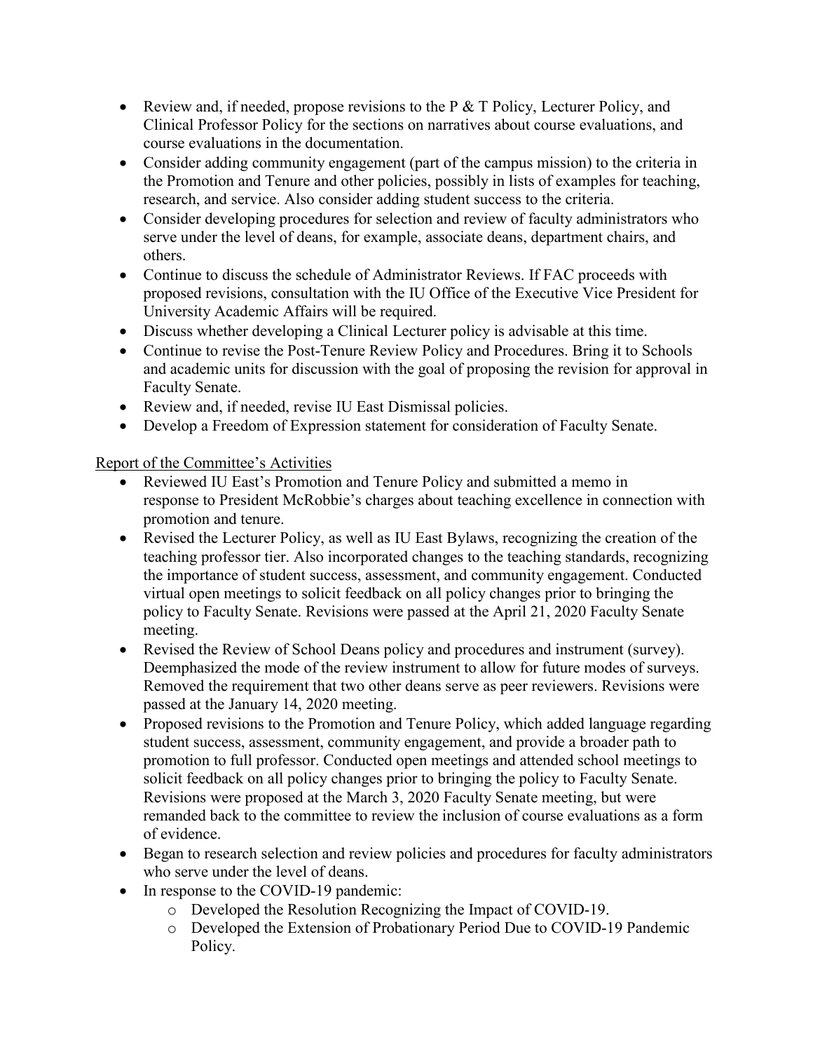- Review and, if needed, propose revisions to the P & T Policy, Lecturer Policy, and Clinical Professor Policy for the sections on narratives about course evaluations, and course evaluations in the documentation.
- Consider adding community engagement (part of the campus mission) to the criteria in the Promotion and Tenure and other policies, possibly in lists of examples for teaching, research, and service. Also consider adding student success to the criteria.
- Consider developing procedures for selection and review of faculty administrators who serve under the level of deans, for example, associate deans, department chairs, and others.
- Continue to discuss the schedule of Administrator Reviews. If FAC proceeds with proposed revisions, consultation with the IU Office of the Executive Vice President for University Academic Affairs will be required.
- Discuss whether developing a Clinical Lecturer policy is advisable at this time.
- Continue to revise the Post-Tenure Review Policy and Procedures. Bring it to Schools and academic units for discussion with the goal of proposing the revision for approval in Faculty Senate.
- Review and, if needed, revise IU East Dismissal policies.
- Develop a Freedom of Expression statement for consideration of Faculty Senate.

<u>Report of the Committee's Activities</u>

- Reviewed IU East's Promotion and Tenure Policy and submitted a memo in response to President McRobbie's charges about teaching excellence in connection with promotion and tenure.
- Revised the Lecturer Policy, as well as IU East Bylaws, recognizing the creation of the teaching professor tier. Also incorporated changes to the teaching standards, recognizing the importance of student success, assessment, and community engagement. Conducted virtual open meetings to solicit feedback on all policy changes prior to bringing the policy to Faculty Senate. Revisions were passed at the April 21, 2020 Faculty Senate meeting.
- Revised the Review of School Deans policy and procedures and instrument (survey). Deemphasized the mode of the review instrument to allow for future modes of surveys. Removed the requirement that two other deans serve as peer reviewers. Revisions were passed at the January 14, 2020 meeting.
- Proposed revisions to the Promotion and Tenure Policy, which added language regarding student success, assessment, community engagement, and provide a broader path to promotion to full professor. Conducted open meetings and attended school meetings to solicit feedback on all policy changes prior to bringing the policy to Faculty Senate. Revisions were proposed at the March 3, 2020 Faculty Senate meeting, but were remanded back to the committee to review the inclusion of course evaluations as a form of evidence.
- Began to research selection and review policies and procedures for faculty administrators who serve under the level of deans.
- In response to the COVID-19 pandemic:
  - Developed the Resolution Recognizing the Impact of COVID-19.
  - Developed the Extension of Probationary Period Due to COVID-19 Pandemic Policy.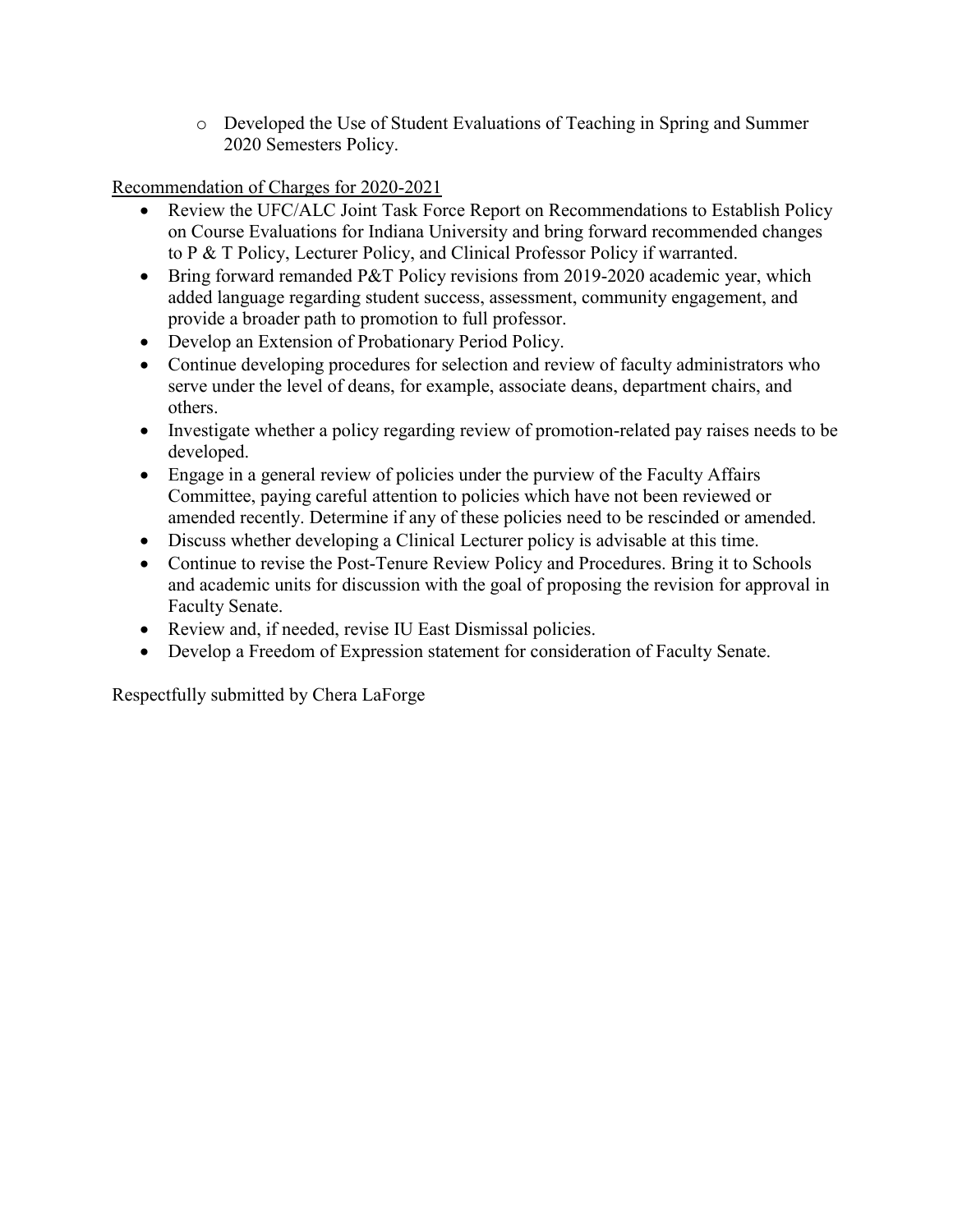- Developed the Use of Student Evaluations of Teaching in Spring and Summer 2020 Semesters Policy.

<u>Recommendation of Charges for 2020-2021</u>

- Review the UFC/ALC Joint Task Force Report on Recommendations to Establish Policy on Course Evaluations for Indiana University and bring forward recommended changes to P & T Policy, Lecturer Policy, and Clinical Professor Policy if warranted.
- Bring forward remanded P&T Policy revisions from 2019-2020 academic year, which added language regarding student success, assessment, community engagement, and provide a broader path to promotion to full professor.
- Develop an Extension of Probationary Period Policy.
- Continue developing procedures for selection and review of faculty administrators who serve under the level of deans, for example, associate deans, department chairs, and others.
- Investigate whether a policy regarding review of promotion-related pay raises needs to be developed.
- Engage in a general review of policies under the purview of the Faculty Affairs Committee, paying careful attention to policies which have not been reviewed or amended recently. Determine if any of these policies need to be rescinded or amended.
- Discuss whether developing a Clinical Lecturer policy is advisable at this time.
- Continue to revise the Post-Tenure Review Policy and Procedures. Bring it to Schools and academic units for discussion with the goal of proposing the revision for approval in Faculty Senate.
- Review and, if needed, revise IU East Dismissal policies.
- Develop a Freedom of Expression statement for consideration of Faculty Senate.

Respectfully submitted by Chera LaForge